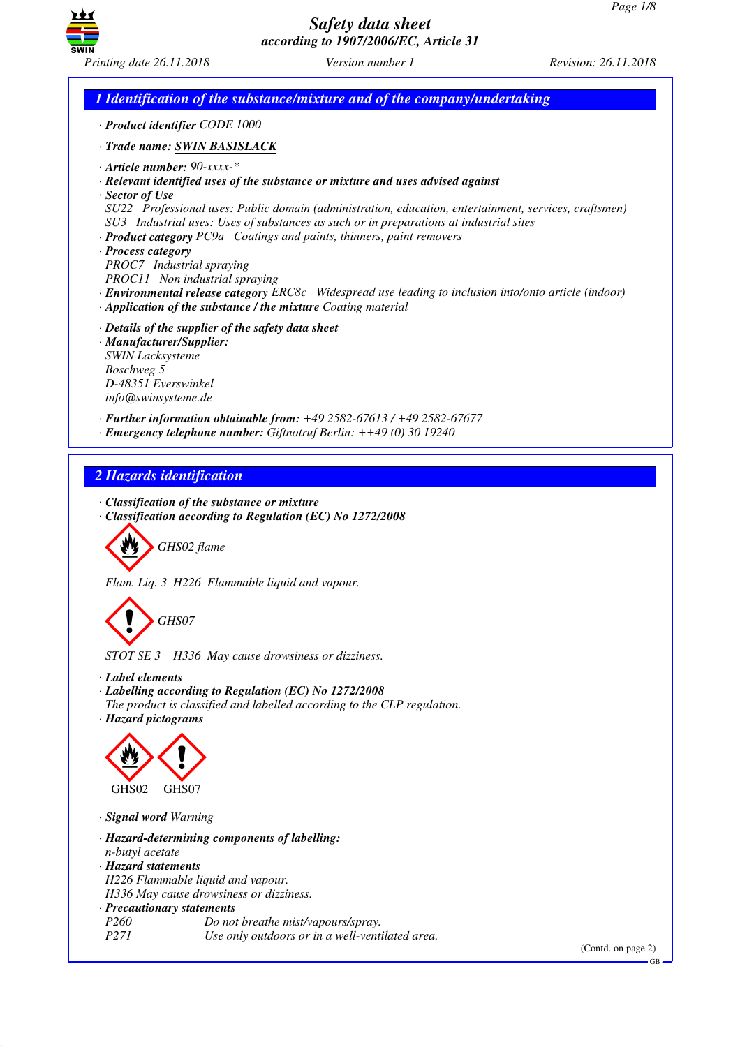# Safety data sheet
*according to 1907/2006/EC, Article 31*

*Printing date 26.11.2018* *Version number 1* *Revision: 26.11.2018*

## 1 Identification of the substance/mixture and of the company/undertaking

· **Product identifier** CODE 1000

· **Trade name: SWIN BASISLACK**

· **Article number:** 90-xxxx-*
· **Relevant identified uses of the substance or mixture and uses advised against**
· **Sector of Use**
SU22 Professional uses: Public domain (administration, education, entertainment, services, craftsmen)
SU3 Industrial uses: Uses of substances as such or in preparations at industrial sites
· **Product category** PC9a Coatings and paints, thinners, paint removers
· **Process category**
PROC7 Industrial spraying
PROC11 Non industrial spraying
· **Environmental release category** ERC8c Widespread use leading to inclusion into/onto article (indoor)
· **Application of the substance / the mixture** Coating material

· **Details of the supplier of the safety data sheet**
· **Manufacturer/Supplier:**
SWIN Lacksysteme
Boschweg 5
D-48351 Everswinkel
info@swinsysteme.de

· **Further information obtainable from:** +49 2582-67613 / +49 2582-67677
· **Emergency telephone number:** Giftnotruf Berlin: ++49 (0) 30 19240

## 2 Hazards identification

· **Classification of the substance or mixture**
· **Classification according to Regulation (EC) No 1272/2008**

GHS02 flame

Flam. Liq. 3 H226 Flammable liquid and vapour.

GHS07

STOT SE 3 H336 May cause drowsiness or dizziness.

· **Label elements**
· **Labelling according to Regulation (EC) No 1272/2008**
The product is classified and labelled according to the CLP regulation.
· **Hazard pictograms**

GHS02 GHS07

· **Signal word** Warning

· **Hazard-determining components of labelling:**
n-butyl acetate
· **Hazard statements**
H226 Flammable liquid and vapour.
H336 May cause drowsiness or dizziness.
· **Precautionary statements**

P260 Do not breathe mist/vapours/spray.
P271 Use only outdoors or in a well-ventilated area.

(Contd. on page 2)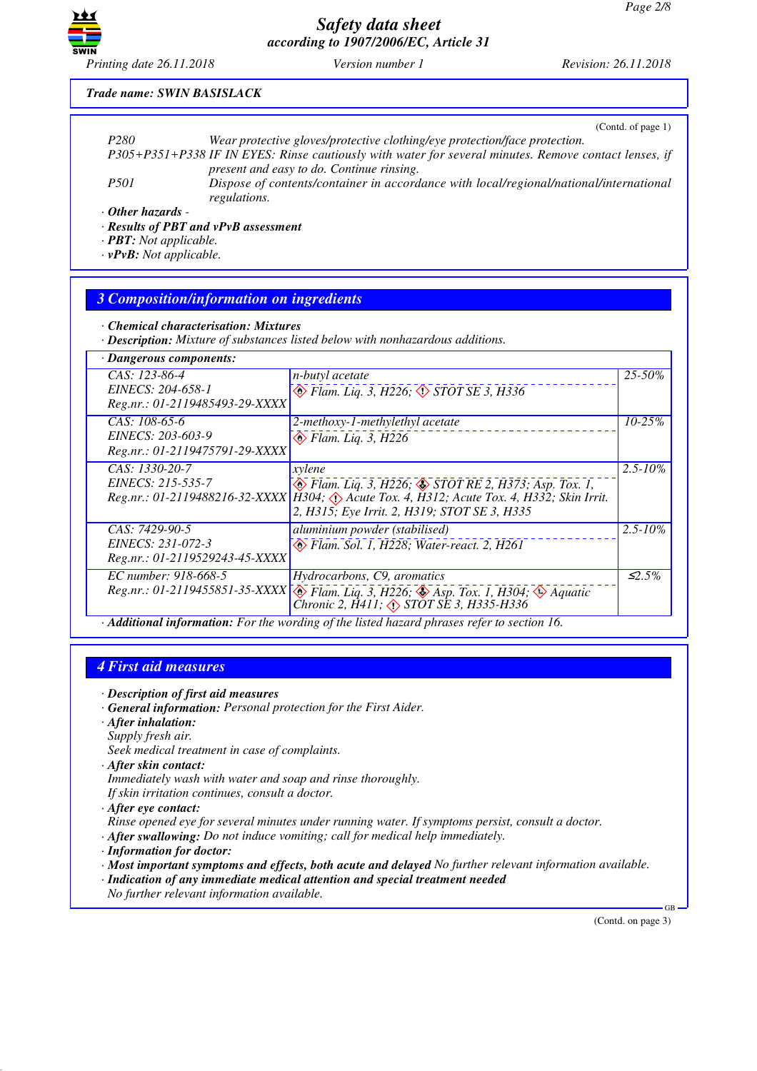Trade name: SWIN BASISLACK

(Contd. of page 1)

P280 Wear protective gloves/protective clothing/eye protection/face protection.
P305+P351+P338 IF IN EYES: Rinse cautiously with water for several minutes. Remove contact lenses, if present and easy to do. Continue rinsing.
P501 Dispose of contents/container in accordance with local/regional/national/international regulations.

· **Other hazards** -
· **Results of PBT and vPvB assessment**
· **PBT:** Not applicable.
· **vPvB:** Not applicable.

## 3 Composition/information on ingredients

· **Chemical characterisation: Mixtures**
· **Description:** Mixture of substances listed below with nonhazardous additions.

· **Dangerous components:**

| | | |
|---|---|---|
| CAS: 123-86-4<br>EINECS: 204-658-1<br>Reg.nr.: 01-2119485493-29-XXXX | n-butyl acetate<br>Flam. Liq. 3, H226; STOT SE 3, H336 | 25-50% |
| CAS: 108-65-6<br>EINECS: 203-603-9<br>Reg.nr.: 01-2119475791-29-XXXX | 2-methoxy-1-methylethyl acetate<br>Flam. Liq. 3, H226 | 10-25% |
| CAS: 1330-20-7<br>EINECS: 215-535-7<br>Reg.nr.: 01-2119488216-32-XXXX | xylene<br>Flam. Liq. 3, H226; STOT RE 2, H373; Asp. Tox. 1, H304; Acute Tox. 4, H312; Acute Tox. 4, H332; Skin Irrit. 2, H315; Eye Irrit. 2, H319; STOT SE 3, H335 | 2.5-10% |
| CAS: 7429-90-5<br>EINECS: 231-072-3<br>Reg.nr.: 01-2119529243-45-XXXX | aluminium powder (stabilised)<br>Flam. Sol. 1, H228; Water-react. 2, H261 | 2.5-10% |
| EC number: 918-668-5<br>Reg.nr.: 01-2119455851-35-XXXX | Hydrocarbons, C9, aromatics<br>Flam. Liq. 3, H226; Asp. Tox. 1, H304; Aquatic Chronic 2, H411; STOT SE 3, H335-H336 | ≤2.5% |

· **Additional information:** For the wording of the listed hazard phrases refer to section 16.

## 4 First aid measures

· **Description of first aid measures**
· **General information:** Personal protection for the First Aider.
· **After inhalation:**
Supply fresh air.
Seek medical treatment in case of complaints.
· **After skin contact:**
Immediately wash with water and soap and rinse thoroughly.
If skin irritation continues, consult a doctor.
· **After eye contact:**
Rinse opened eye for several minutes under running water. If symptoms persist, consult a doctor.
· **After swallowing:** Do not induce vomiting; call for medical help immediately.
· **Information for doctor:**
· **Most important symptoms and effects, both acute and delayed** No further relevant information available.
· **Indication of any immediate medical attention and special treatment needed**
No further relevant information available.

(Contd. on page 3)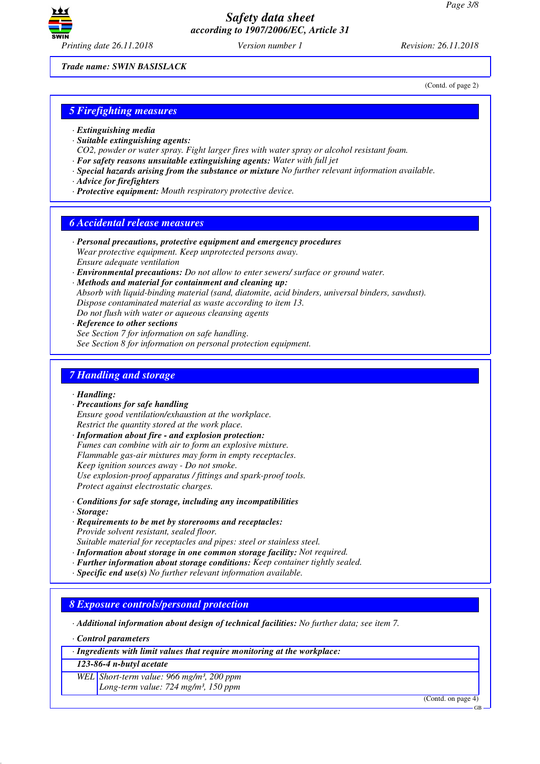Trade name: SWIN BASISLACK

(Contd. of page 2)

## 5 Firefighting measures

- · **Extinguishing media**
- · **Suitable extinguishing agents:**
  CO2, powder or water spray. Fight larger fires with water spray or alcohol resistant foam.
- · **For safety reasons unsuitable extinguishing agents:** Water with full jet
- · **Special hazards arising from the substance or mixture** No further relevant information available.
- · **Advice for firefighters**
- · **Protective equipment:** Mouth respiratory protective device.

## 6 Accidental release measures

- · **Personal precautions, protective equipment and emergency procedures**
  Wear protective equipment. Keep unprotected persons away.
  Ensure adequate ventilation
- · **Environmental precautions:** Do not allow to enter sewers/ surface or ground water.
- · **Methods and material for containment and cleaning up:**
  Absorb with liquid-binding material (sand, diatomite, acid binders, universal binders, sawdust).
  Dispose contaminated material as waste according to item 13.
  Do not flush with water or aqueous cleansing agents
- · **Reference to other sections**
  See Section 7 for information on safe handling.
  See Section 8 for information on personal protection equipment.

## 7 Handling and storage

- · **Handling:**
- · **Precautions for safe handling**
  Ensure good ventilation/exhaustion at the workplace.
  Restrict the quantity stored at the work place.
- · **Information about fire - and explosion protection:**
  Fumes can combine with air to form an explosive mixture.
  Flammable gas-air mixtures may form in empty receptacles.
  Keep ignition sources away - Do not smoke.
  Use explosion-proof apparatus / fittings and spark-proof tools.
  Protect against electrostatic charges.
- · **Conditions for safe storage, including any incompatibilities**
- · **Storage:**
- · **Requirements to be met by storerooms and receptacles:**
  Provide solvent resistant, sealed floor.
  Suitable material for receptacles and pipes: steel or stainless steel.
- · **Information about storage in one common storage facility:** Not required.
- · **Further information about storage conditions:** Keep container tightly sealed.
- · **Specific end use(s)** No further relevant information available.

## 8 Exposure controls/personal protection

- · **Additional information about design of technical facilities:** No further data; see item 7.
- · **Control parameters**

| · Ingredients with limit values that require monitoring at the workplace: | |
|---|---|
| **123-86-4 n-butyl acetate** | |
| WEL | Short-term value: 966 mg/m³, 200 ppm<br>Long-term value: 724 mg/m³, 150 ppm |

(Contd. on page 4)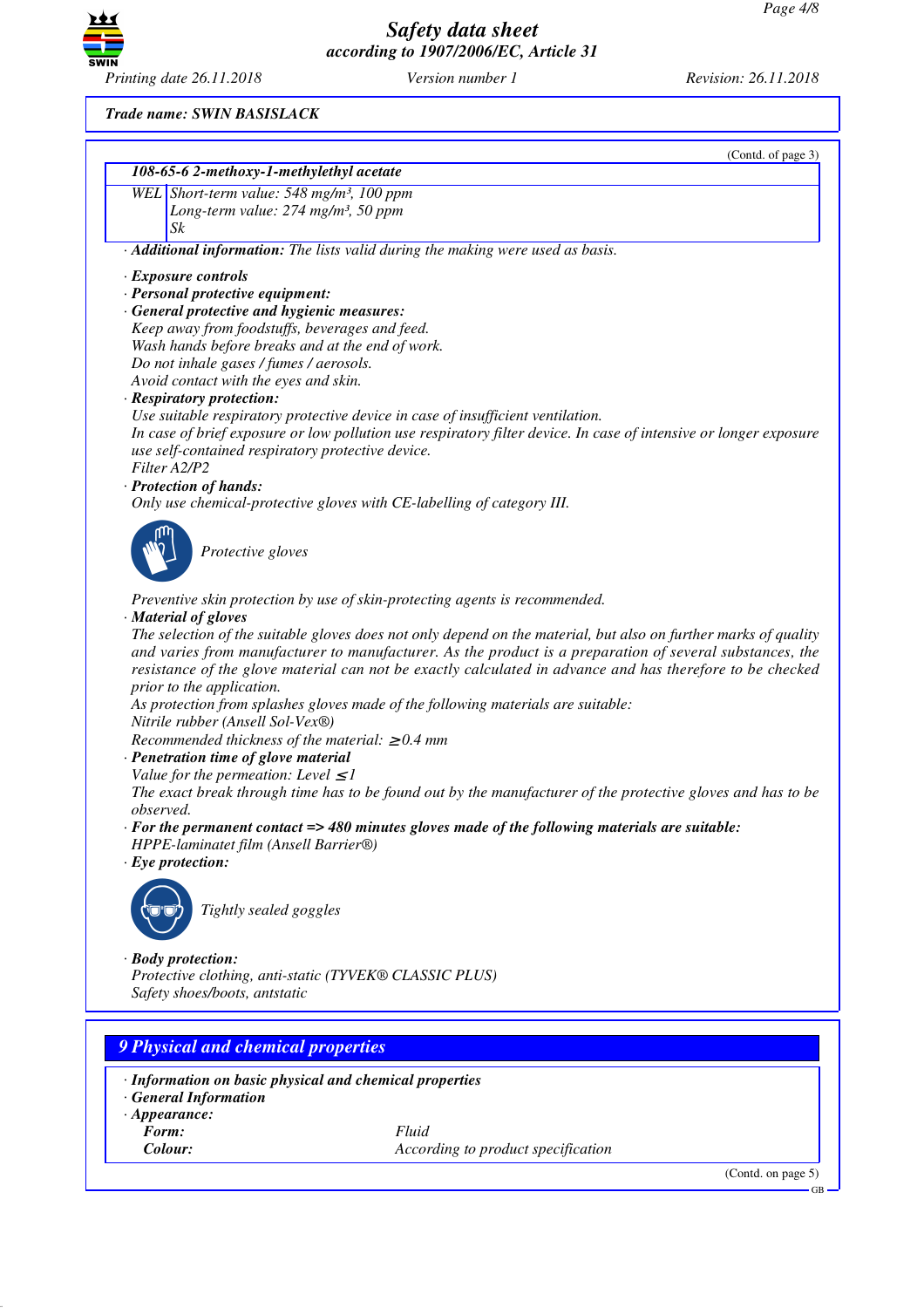Trade name: SWIN BASISLACK

(Contd. of page 3)

| 108-65-6 2-methoxy-1-methylethyl acetate | |
|---|---|
| WEL | Short-term value: 548 mg/m³, 100 ppm<br>Long-term value: 274 mg/m³, 50 ppm<br>Sk |

· **Additional information:** The lists valid during the making were used as basis.

· **Exposure controls**
· **Personal protective equipment:**
· **General protective and hygienic measures:**
Keep away from foodstuffs, beverages and feed.
Wash hands before breaks and at the end of work.
Do not inhale gases / fumes / aerosols.
Avoid contact with the eyes and skin.
· **Respiratory protection:**
Use suitable respiratory protective device in case of insufficient ventilation.
In case of brief exposure or low pollution use respiratory filter device. In case of intensive or longer exposure use self-contained respiratory protective device.
Filter A2/P2
· **Protection of hands:**
Only use chemical-protective gloves with CE-labelling of category III.

Protective gloves

Preventive skin protection by use of skin-protecting agents is recommended.
· **Material of gloves**
The selection of the suitable gloves does not only depend on the material, but also on further marks of quality and varies from manufacturer to manufacturer. As the product is a preparation of several substances, the resistance of the glove material can not be exactly calculated in advance and has therefore to be checked prior to the application.
As protection from splashes gloves made of the following materials are suitable:
Nitrile rubber (Ansell Sol-Vex®)
Recommended thickness of the material: ≥ 0.4 mm
· **Penetration time of glove material**
Value for the permeation: Level ≤ 1
The exact break through time has to be found out by the manufacturer of the protective gloves and has to be observed.
· **For the permanent contact => 480 minutes gloves made of the following materials are suitable:**
HPPE-laminatet film (Ansell Barrier®)
· **Eye protection:**

Tightly sealed goggles

· **Body protection:**
Protective clothing, anti-static (TYVEK® CLASSIC PLUS)
Safety shoes/boots, antstatic

## 9 Physical and chemical properties

· **Information on basic physical and chemical properties**
· **General Information**
· **Appearance:**

| | |
|---|---|
| **Form:** | Fluid |
| **Colour:** | According to product specification |

(Contd. on page 5)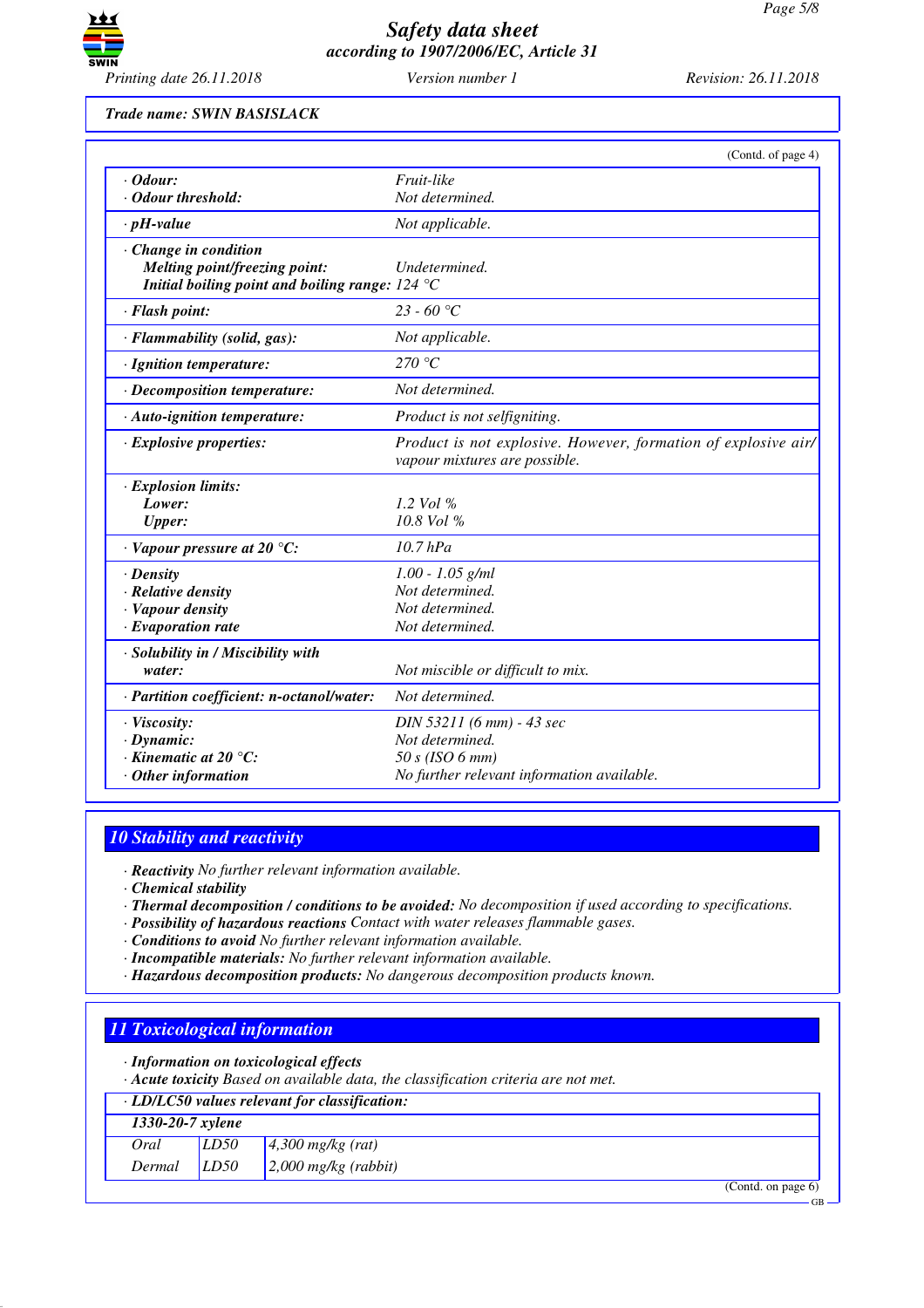Trade name: SWIN BASISLACK

(Contd. of page 4)

| | |
|---|---|
| · **Odour:** | Fruit-like |
| · **Odour threshold:** | Not determined. |
| · **pH-value** | Not applicable. |
| · **Change in condition** | |
| **Melting point/freezing point:** | Undetermined. |
| **Initial boiling point and boiling range:** | 124 °C |
| · **Flash point:** | 23 - 60 °C |
| · **Flammability (solid, gas):** | Not applicable. |
| · **Ignition temperature:** | 270 °C |
| · **Decomposition temperature:** | Not determined. |
| · **Auto-ignition temperature:** | Product is not selfigniting. |
| · **Explosive properties:** | Product is not explosive. However, formation of explosive air/vapour mixtures are possible. |
| · **Explosion limits:** | |
| **Lower:** | 1.2 Vol % |
| **Upper:** | 10.8 Vol % |
| · **Vapour pressure at 20 °C:** | 10.7 hPa |
| · **Density** | 1.00 - 1.05 g/ml |
| · **Relative density** | Not determined. |
| · **Vapour density** | Not determined. |
| · **Evaporation rate** | Not determined. |
| · **Solubility in / Miscibility with water:** | Not miscible or difficult to mix. |
| · **Partition coefficient: n-octanol/water:** | Not determined. |
| · **Viscosity:** | DIN 53211 (6 mm) - 43 sec |
| · **Dynamic:** | Not determined. |
| · **Kinematic at 20 °C:** | 50 s (ISO 6 mm) |
| · **Other information** | No further relevant information available. |

## 10 Stability and reactivity

· **Reactivity** No further relevant information available.
· **Chemical stability**
· **Thermal decomposition / conditions to be avoided:** No decomposition if used according to specifications.
· **Possibility of hazardous reactions** Contact with water releases flammable gases.
· **Conditions to avoid** No further relevant information available.
· **Incompatible materials:** No further relevant information available.
· **Hazardous decomposition products:** No dangerous decomposition products known.

## 11 Toxicological information

· **Information on toxicological effects**
· **Acute toxicity** Based on available data, the classification criteria are not met.

· **LD/LC50 values relevant for classification:**

| **1330-20-7 xylene** | | |
|---|---|---|
| Oral | LD50 | 4,300 mg/kg (rat) |
| Dermal | LD50 | 2,000 mg/kg (rabbit) |

(Contd. on page 6)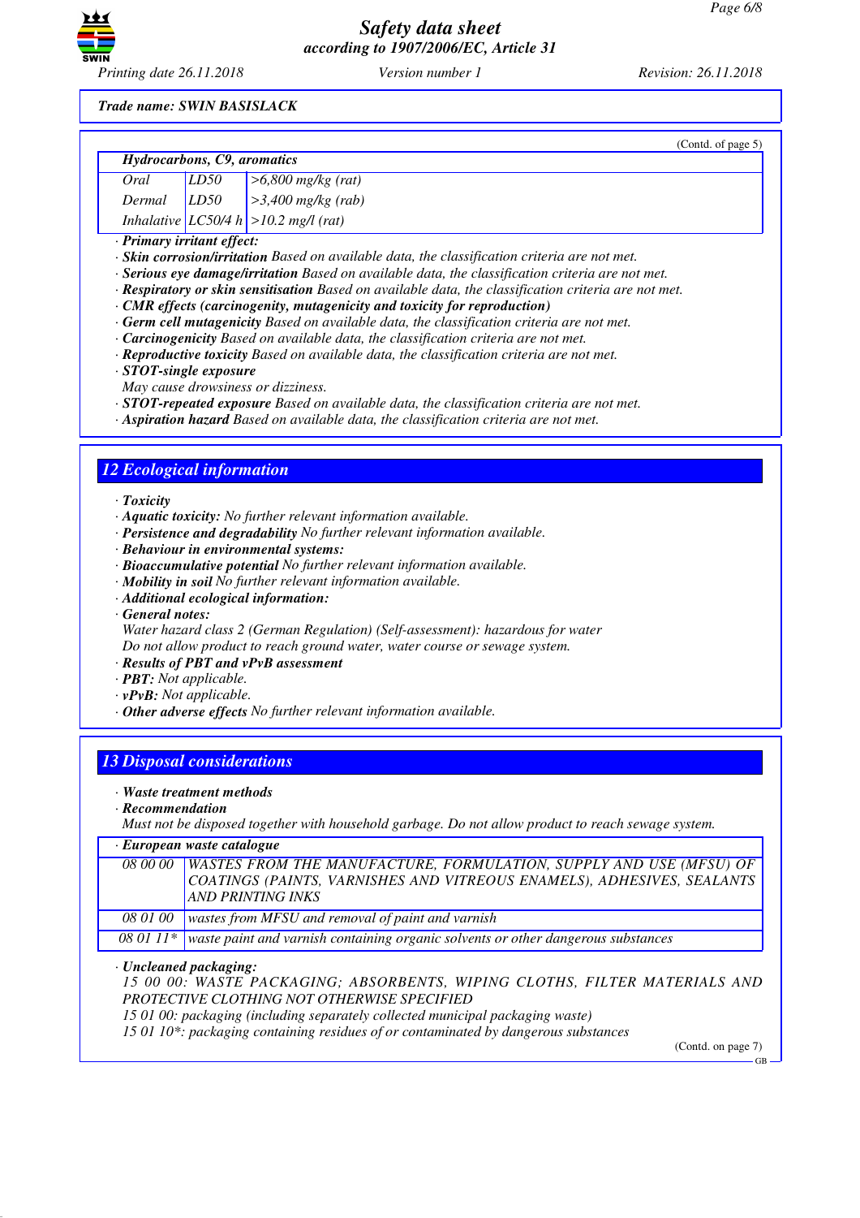*Trade name: SWIN BASISLACK*

(Contd. of page 5)

| *Hydrocarbons, C9, aromatics* | | |
|---|---|---|
| *Oral* | *LD50* | *>6,800 mg/kg (rat)* |
| *Dermal* | *LD50* | *>3,400 mg/kg (rab)* |
| *Inhalative* | *LC50/4 h* | *>10.2 mg/l (rat)* |

· ***Primary irritant effect:***
· ***Skin corrosion/irritation*** *Based on available data, the classification criteria are not met.*
· ***Serious eye damage/irritation*** *Based on available data, the classification criteria are not met.*
· ***Respiratory or skin sensitisation*** *Based on available data, the classification criteria are not met.*
· ***CMR effects (carcinogenity, mutagenicity and toxicity for reproduction)***
· ***Germ cell mutagenicity*** *Based on available data, the classification criteria are not met.*
· ***Carcinogenicity*** *Based on available data, the classification criteria are not met.*
· ***Reproductive toxicity*** *Based on available data, the classification criteria are not met.*
· ***STOT-single exposure***
*May cause drowsiness or dizziness.*
· ***STOT-repeated exposure*** *Based on available data, the classification criteria are not met.*
· ***Aspiration hazard*** *Based on available data, the classification criteria are not met.*

## *12 Ecological information*

· ***Toxicity***
· ***Aquatic toxicity:*** *No further relevant information available.*
· ***Persistence and degradability*** *No further relevant information available.*
· ***Behaviour in environmental systems:***
· ***Bioaccumulative potential*** *No further relevant information available.*
· ***Mobility in soil*** *No further relevant information available.*
· ***Additional ecological information:***
· ***General notes:***
*Water hazard class 2 (German Regulation) (Self-assessment): hazardous for water*
*Do not allow product to reach ground water, water course or sewage system.*
· ***Results of PBT and vPvB assessment***
· ***PBT:*** *Not applicable.*
· ***vPvB:*** *Not applicable.*
· ***Other adverse effects*** *No further relevant information available.*

## *13 Disposal considerations*

· ***Waste treatment methods***
· ***Recommendation***
*Must not be disposed together with household garbage. Do not allow product to reach sewage system.*

| · ***European waste catalogue*** | |
|---|---|
| *08 00 00* | *WASTES FROM THE MANUFACTURE, FORMULATION, SUPPLY AND USE (MFSU) OF COATINGS (PAINTS, VARNISHES AND VITREOUS ENAMELS), ADHESIVES, SEALANTS AND PRINTING INKS* |
| *08 01 00* | *wastes from MFSU and removal of paint and varnish* |
| *08 01 11** | *waste paint and varnish containing organic solvents or other dangerous substances* |

· ***Uncleaned packaging:***
*15 00 00: WASTE PACKAGING; ABSORBENTS, WIPING CLOTHS, FILTER MATERIALS AND PROTECTIVE CLOTHING NOT OTHERWISE SPECIFIED*
*15 01 00: packaging (including separately collected municipal packaging waste)*
*15 01 10*: packaging containing residues of or contaminated by dangerous substances*

(Contd. on page 7)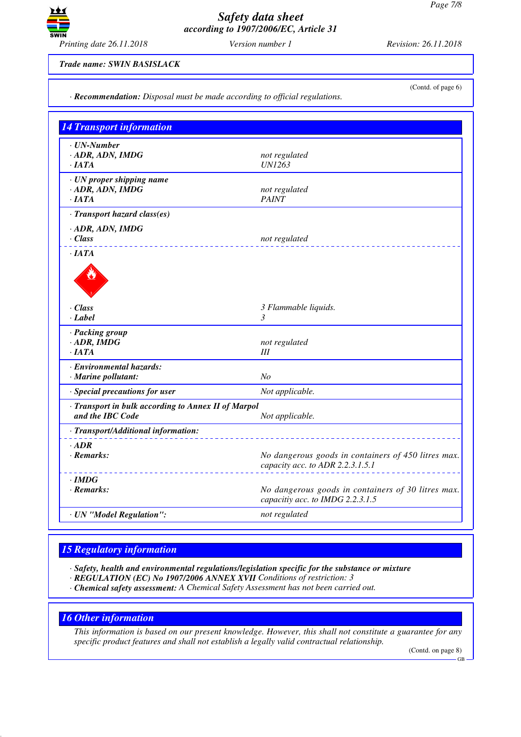**Trade name: SWIN BASISLACK**

(Contd. of page 6)

· **Recommendation:** Disposal must be made according to official regulations.

## 14 Transport information

| | |
|---|---|
| · **UN-Number** | |
| · **ADR, ADN, IMDG** | not regulated |
| · **IATA** | UN1263 |
| · **UN proper shipping name** | |
| · **ADR, ADN, IMDG** | not regulated |
| · **IATA** | PAINT |
| · **Transport hazard class(es)** | |
| · **ADR, ADN, IMDG** | |
| · **Class** | not regulated |
| · **IATA** | |
| · **Class** | 3 Flammable liquids. |
| · **Label** | 3 |
| · **Packing group** | |
| · **ADR, IMDG** | not regulated |
| · **IATA** | III |
| · **Environmental hazards:** | |
| · **Marine pollutant:** | No |
| · **Special precautions for user** | Not applicable. |
| · **Transport in bulk according to Annex II of Marpol and the IBC Code** | Not applicable. |
| · **Transport/Additional information:** | |
| · **ADR** | |
| · **Remarks:** | No dangerous goods in containers of 450 litres max. capacity acc. to ADR 2.2.3.1.5.1 |
| · **IMDG** | |
| · **Remarks:** | No dangerous goods in containers of 30 litres max. capacitiy acc. to IMDG 2.2.3.1.5 |
| · **UN "Model Regulation":** | not regulated |

## 15 Regulatory information

· **Safety, health and environmental regulations/legislation specific for the substance or mixture**
· **REGULATION (EC) No 1907/2006 ANNEX XVII** Conditions of restriction: 3
· **Chemical safety assessment:** A Chemical Safety Assessment has not been carried out.

## 16 Other information

This information is based on our present knowledge. However, this shall not constitute a guarantee for any specific product features and shall not establish a legally valid contractual relationship.

(Contd. on page 8)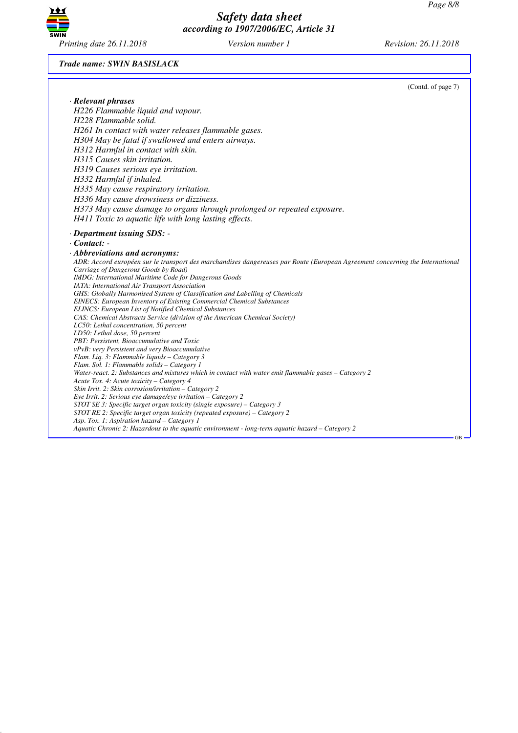*Trade name: SWIN BASISLACK*

(Contd. of page 7)

· **Relevant phrases**

H226 Flammable liquid and vapour.
H228 Flammable solid.
H261 In contact with water releases flammable gases.
H304 May be fatal if swallowed and enters airways.
H312 Harmful in contact with skin.
H315 Causes skin irritation.
H319 Causes serious eye irritation.
H332 Harmful if inhaled.
H335 May cause respiratory irritation.
H336 May cause drowsiness or dizziness.
H373 May cause damage to organs through prolonged or repeated exposure.
H411 Toxic to aquatic life with long lasting effects.

· **Department issuing SDS:** -

· **Contact:** -

· **Abbreviations and acronyms:**

ADR: Accord européen sur le transport des marchandises dangereuses par Route (European Agreement concerning the International Carriage of Dangerous Goods by Road)
IMDG: International Maritime Code for Dangerous Goods
IATA: International Air Transport Association
GHS: Globally Harmonised System of Classification and Labelling of Chemicals
EINECS: European Inventory of Existing Commercial Chemical Substances
ELINCS: European List of Notified Chemical Substances
CAS: Chemical Abstracts Service (division of the American Chemical Society)
LC50: Lethal concentration, 50 percent
LD50: Lethal dose, 50 percent
PBT: Persistent, Bioaccumulative and Toxic
vPvB: very Persistent and very Bioaccumulative
Flam. Liq. 3: Flammable liquids – Category 3
Flam. Sol. 1: Flammable solids – Category 1
Water-react. 2: Substances and mixtures which in contact with water emit flammable gases – Category 2
Acute Tox. 4: Acute toxicity – Category 4
Skin Irrit. 2: Skin corrosion/irritation – Category 2
Eye Irrit. 2: Serious eye damage/eye irritation – Category 2
STOT SE 3: Specific target organ toxicity (single exposure) – Category 3
STOT RE 2: Specific target organ toxicity (repeated exposure) – Category 2
Asp. Tox. 1: Aspiration hazard – Category 1
Aquatic Chronic 2: Hazardous to the aquatic environment - long-term aquatic hazard – Category 2